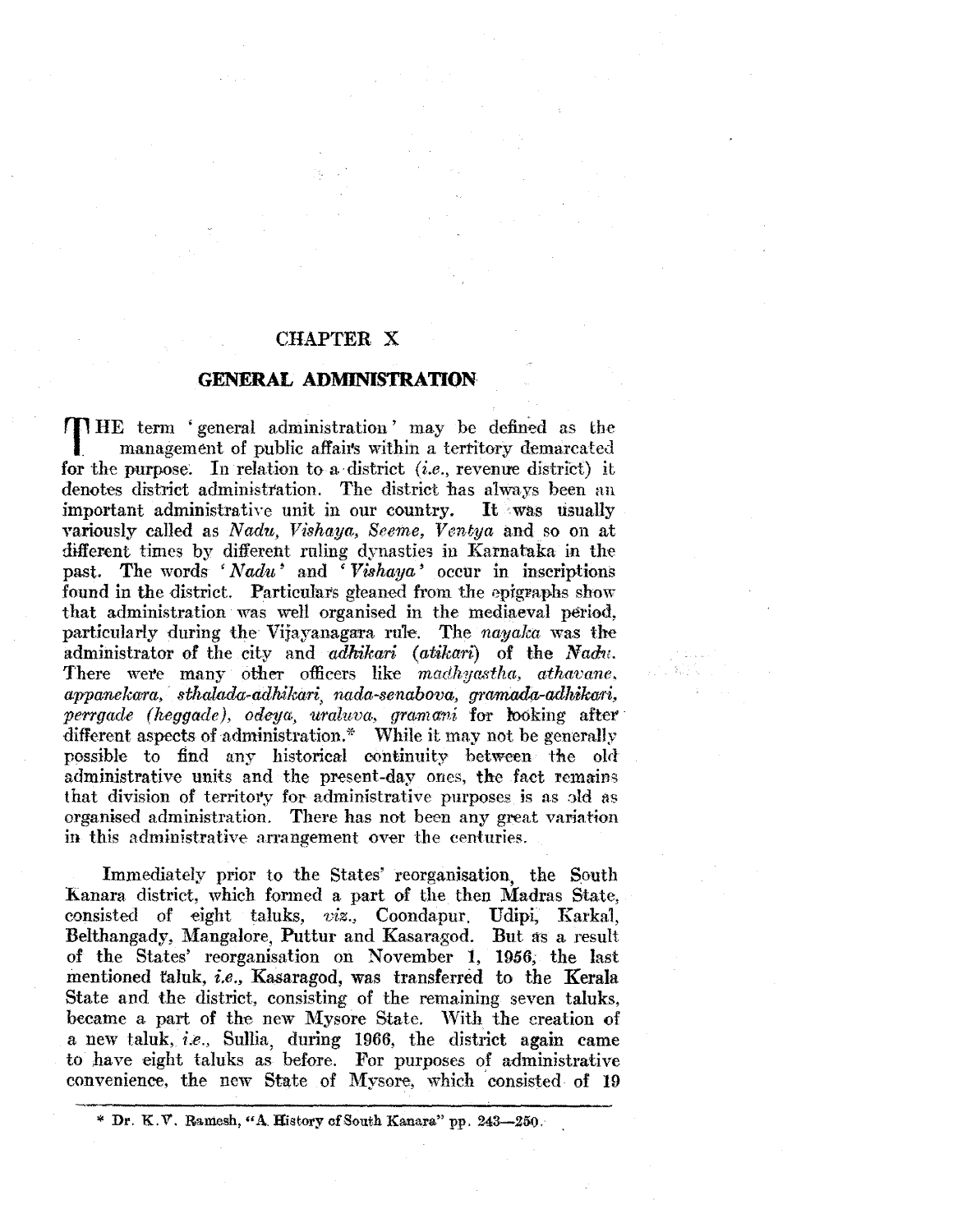# CHAPTER X

## GENERAL ADMINISTRATION

THE term 'general administration' may be defined as the management of public affairs within a territory demarcated for the purpose. In relation to a district (*i.e.*, revenue district) it denotes district administration. The district has always been an important administrative unit in our country. It was usually variously called as *Nadu*, *Vishaya*, *Seeme*, *Ventya* and so on at different times by different ruling dynasties in Karnataka in the past. The words '*Nadu*' and '*Vishaya*' occur in inscriptions found in the district. Particulars gleaned from the epigraphs show that administration was well organised in the mediaeval period, particularly during the Vijayanagara rule. The *nayaka* was the administrator of the city and *adhikari* (*atikari*) of the *Nadu*. There were many other officers like *madhyastha*, *athavane*, *appanekara*, *sthalada-adhikari*, *nada-senabova*, *gramada-adhikari*, *perrgade (heggade)*, *odeya*, *uraluva*, *gramani* for looking after different aspects of administration.* While it may not be generally possible to find any historical continuity between the old administrative units and the present-day ones, the fact remains that division of territory for administrative purposes is as old as organised administration. There has not been any great variation in this administrative arrangement over the centuries.

Immediately prior to the States' reorganisation, the South Kanara district, which formed a part of the then Madras State, consisted of eight taluks, *viz.*, Coondapur, Udipi, Karkal, Belthangady, Mangalore, Puttur and Kasaragod. But as a result of the States' reorganisation on November 1, 1956, the last mentioned taluk, *i.e.*, Kasaragod, was transferred to the Kerala State and the district, consisting of the remaining seven taluks, became a part of the new Mysore State. With the creation of a new taluk, *i.e.*, Sullia, during 1966, the district again came to have eight taluks as before. For purposes of administrative convenience, the new State of Mysore, which consisted of 19

---

* Dr. K.V. Ramesh, "A History of South Kanara" pp. 243—250.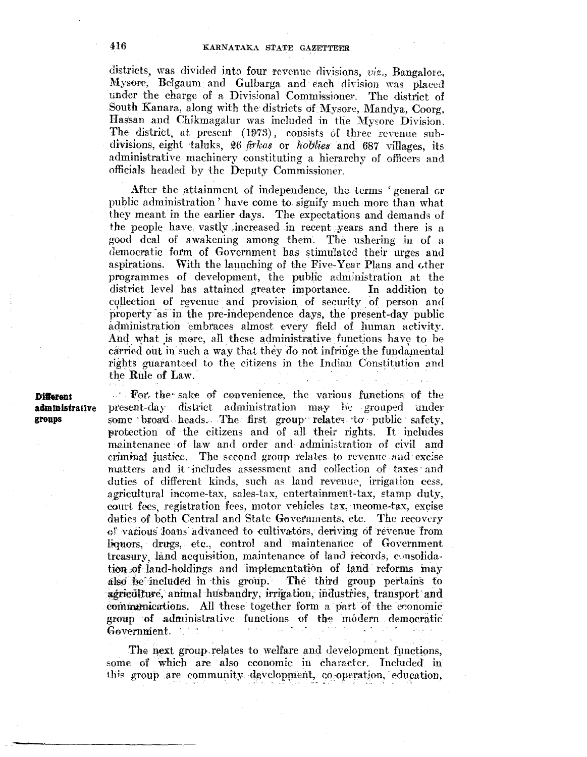districts, was divided into four revenue divisions, *viz.*, Bangalore, Mysore, Belgaum and Gulbarga and each division was placed under the charge of a Divisional Commissioner. The district of South Kanara, along with the districts of Mysore, Mandya, Coorg, Hassan and Chikmagalur was included in the Mysore Division. The district, at present (1973), consists of three revenue sub-divisions, eight taluks, 26 *firkas* or *hoblies* and 687 villages, its administrative machinery constituting a hierarchy of officers and officials headed by the Deputy Commissioner.

After the attainment of independence, the terms 'general or public administration' have come to signify much more than what they meant in the earlier days. The expectations and demands of the people have vastly increased in recent years and there is a good deal of awakening among them. The ushering in of a democratic form of Government has stimulated their urges and aspirations. With the launching of the Five-Year Plans and other programmes of development, the public administration at the district level has attained greater importance. In addition to collection of revenue and provision of security of person and property as in the pre-independence days, the present-day public administration embraces almost every field of human activity. And what is more, all these administrative functions have to be carried out in such a way that they do not infringe the fundamental rights guaranteed to the citizens in the Indian Constitution and the Rule of Law.

**Different administrative groups**

For the sake of convenience, the various functions of the present-day district administration may be grouped under some broad heads. The first group relates to public safety, protection of the citizens and of all their rights. It includes maintenance of law and order and administration of civil and criminal justice. The second group relates to revenue and excise matters and it includes assessment and collection of taxes and duties of different kinds, such as land revenue, irrigation cess, agricultural income-tax, sales-tax, entertainment-tax, stamp duty, court fees, registration fees, motor vehicles tax, income-tax, excise duties of both Central and State Governments, etc. The recovery of various loans advanced to cultivators, deriving of revenue from liquors, drugs, etc., control and maintenance of Government treasury, land acquisition, maintenance of land records, consolidation of land-holdings and implementation of land reforms may also be included in this group. The third group pertains to agriculture, animal husbandry, irrigation, industries, transport and communications. All these together form a part of the economic group of administrative functions of the modern democratic Government.

The next group relates to welfare and development functions, some of which are also economic in character. Included in this group are community development, co-operation, education,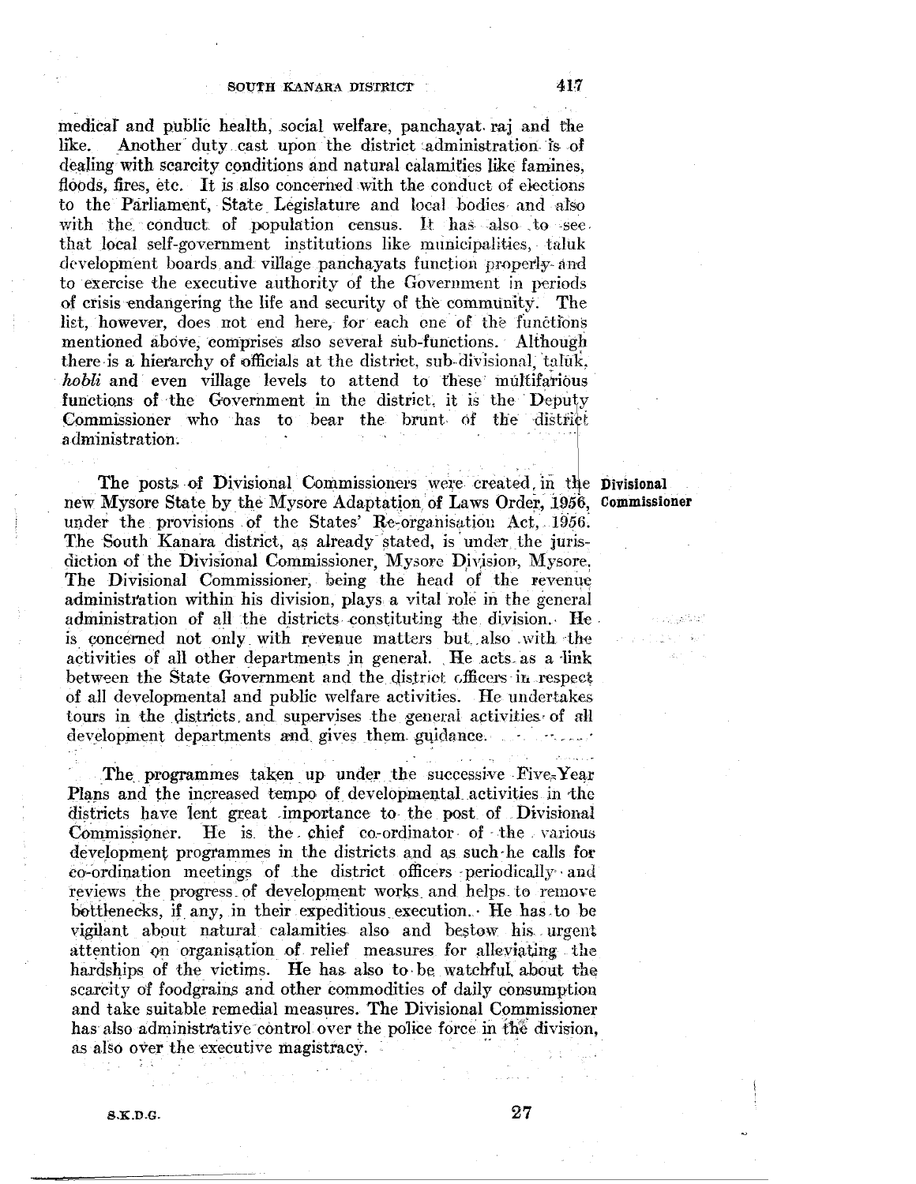medical and public health, social welfare, panchayat raj and the like. Another duty cast upon the district administration is of dealing with scarcity conditions and natural calamities like famines, floods, fires, etc. It is also concerned with the conduct of elections to the Parliament, State Legislature and local bodies and also with the conduct of population census. It has also to see that local self-government institutions like municipalities, taluk development boards and village panchayats function properly and to exercise the executive authority of the Government in periods of crisis endangering the life and security of the community. The list, however, does not end here, for each one of the functions mentioned above, comprises also several sub-functions. Although there is a hierarchy of officials at the district, sub-divisional, taluk, *hobli* and even village levels to attend to these multifarious functions of the Government in the district, it is the Deputy Commissioner who has to bear the brunt of the district administration.

**Divisional Commissioner**

The posts of Divisional Commissioners were created in the new Mysore State by the Mysore Adaptation of Laws Order, 1956, under the provisions of the States' Re-organisation Act, 1956. The South Kanara district, as already stated, is under the jurisdiction of the Divisional Commissioner, Mysore Division, Mysore. The Divisional Commissioner, being the head of the revenue administration within his division, plays a vital role in the general administration of all the districts constituting the division. He is concerned not only with revenue matters but also with the activities of all other departments in general. He acts as a link between the State Government and the district officers in respect of all developmental and public welfare activities. He undertakes tours in the districts and supervises the general activities of all development departments and gives them guidance.

The programmes taken up under the successive Five-Year Plans and the increased tempo of developmental activities in the districts have lent great importance to the post of Divisional Commissioner. He is the chief co-ordinator of the various development programmes in the districts and as such he calls for co-ordination meetings of the district officers periodically and reviews the progress of development works and helps to remove bottlenecks, if any, in their expeditious execution. He has to be vigilant about natural calamities also and bestow his urgent attention on organisation of relief measures for alleviating the hardships of the victims. He has also to be watchful about the scarcity of foodgrains and other commodities of daily consumption and take suitable remedial measures. The Divisional Commissioner has also administrative control over the police force in the division, as also over the executive magistracy.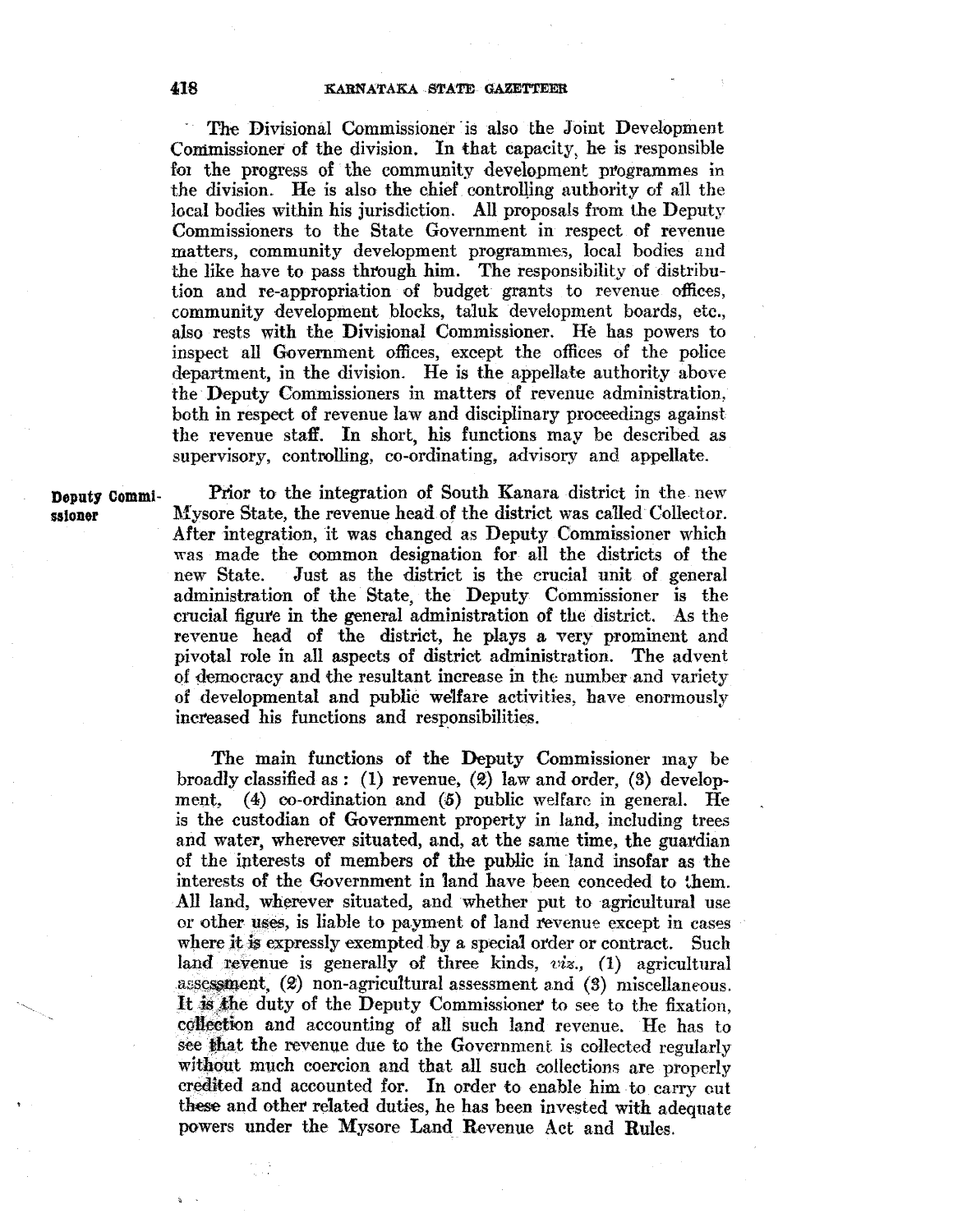The Divisional Commissioner is also the Joint Development Commissioner of the division. In that capacity, he is responsible for the progress of the community development programmes in the division. He is also the chief controlling authority of all the local bodies within his jurisdiction. All proposals from the Deputy Commissioners to the State Government in respect of revenue matters, community development programmes, local bodies and the like have to pass through him. The responsibility of distribution and re-appropriation of budget grants to revenue offices, community development blocks, taluk development boards, etc., also rests with the Divisional Commissioner. He has powers to inspect all Government offices, except the offices of the police department, in the division. He is the appellate authority above the Deputy Commissioners in matters of revenue administration, both in respect of revenue law and disciplinary proceedings against the revenue staff. In short, his functions may be described as supervisory, controlling, co-ordinating, advisory and appellate.

**Deputy Commissioner**

Prior to the integration of South Kanara district in the new Mysore State, the revenue head of the district was called Collector. After integration, it was changed as Deputy Commissioner which was made the common designation for all the districts of the new State. Just as the district is the crucial unit of general administration of the State, the Deputy Commissioner is the crucial figure in the general administration of the district. As the revenue head of the district, he plays a very prominent and pivotal role in all aspects of district administration. The advent of democracy and the resultant increase in the number and variety of developmental and public welfare activities, have enormously increased his functions and responsibilities.

The main functions of the Deputy Commissioner may be broadly classified as: (1) revenue, (2) law and order, (3) development, (4) co-ordination and (5) public welfare in general. He is the custodian of Government property in land, including trees and water, wherever situated, and, at the same time, the guardian of the interests of members of the public in land insofar as the interests of the Government in land have been conceded to them. All land, wherever situated, and whether put to agricultural use or other uses, is liable to payment of land revenue except in cases where it is expressly exempted by a special order or contract. Such land revenue is generally of three kinds, *viz.,* (1) agricultural assessment, (2) non-agricultural assessment and (3) miscellaneous. It is the duty of the Deputy Commissioner to see to the fixation, collection and accounting of all such land revenue. He has to see that the revenue due to the Government is collected regularly without much coercion and that all such collections are properly credited and accounted for. In order to enable him to carry out these and other related duties, he has been invested with adequate powers under the Mysore Land Revenue Act and Rules.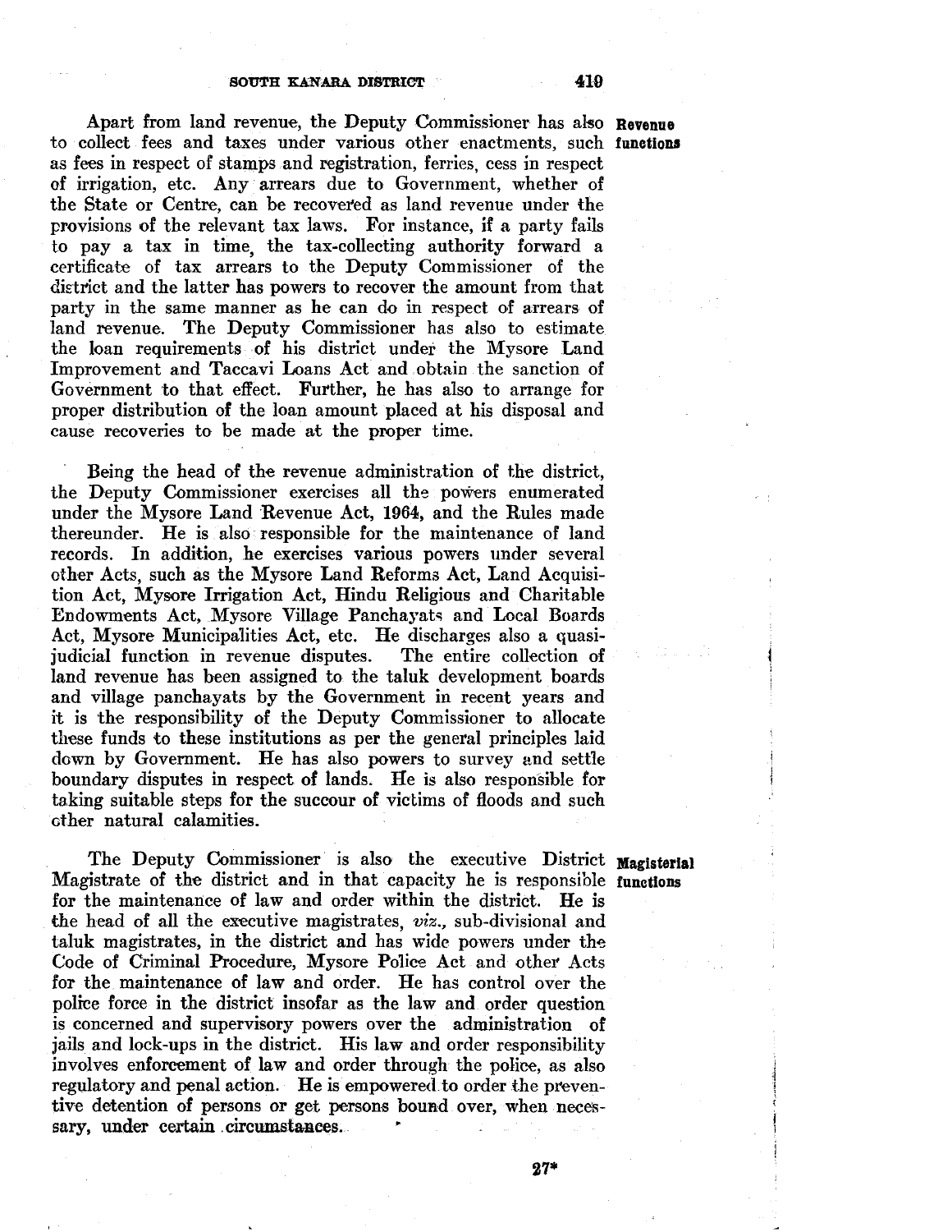Apart from land revenue, the Deputy Commissioner has also to collect fees and taxes under various other enactments, such as fees in respect of stamps and registration, ferries, cess in respect of irrigation, etc. Any arrears due to Government, whether of the State or Centre, can be recovered as land revenue under the provisions of the relevant tax laws. For instance, if a party fails to pay a tax in time, the tax-collecting authority forward a certificate of tax arrears to the Deputy Commissioner of the district and the latter has powers to recover the amount from that party in the same manner as he can do in respect of arrears of land revenue. The Deputy Commissioner has also to estimate the loan requirements of his district under the Mysore Land Improvement and Taccavi Loans Act and obtain the sanction of Government to that effect. Further, he has also to arrange for proper distribution of the loan amount placed at his disposal and cause recoveries to be made at the proper time.

**Revenue functions**

Being the head of the revenue administration of the district, the Deputy Commissioner exercises all the powers enumerated under the Mysore Land Revenue Act, 1964, and the Rules made thereunder. He is also responsible for the maintenance of land records. In addition, he exercises various powers under several other Acts, such as the Mysore Land Reforms Act, Land Acquisition Act, Mysore Irrigation Act, Hindu Religious and Charitable Endowments Act, Mysore Village Panchayats and Local Boards Act, Mysore Municipalities Act, etc. He discharges also a quasi-judicial function in revenue disputes. The entire collection of land revenue has been assigned to the taluk development boards and village panchayats by the Government in recent years and it is the responsibility of the Deputy Commissioner to allocate these funds to these institutions as per the general principles laid down by Government. He has also powers to survey and settle boundary disputes in respect of lands. He is also responsible for taking suitable steps for the succour of victims of floods and such other natural calamities.

**Magisterial functions**

The Deputy Commissioner is also the executive District Magistrate of the district and in that capacity he is responsible for the maintenance of law and order within the district. He is the head of all the executive magistrates, *viz.,* sub-divisional and taluk magistrates, in the district and has wide powers under the Code of Criminal Procedure, Mysore Police Act and other Acts for the maintenance of law and order. He has control over the police force in the district insofar as the law and order question is concerned and supervisory powers over the administration of jails and lock-ups in the district. His law and order responsibility involves enforcement of law and order through the police, as also regulatory and penal action. He is empowered to order the preventive detention of persons or get persons bound over, when necessary, under certain circumstances.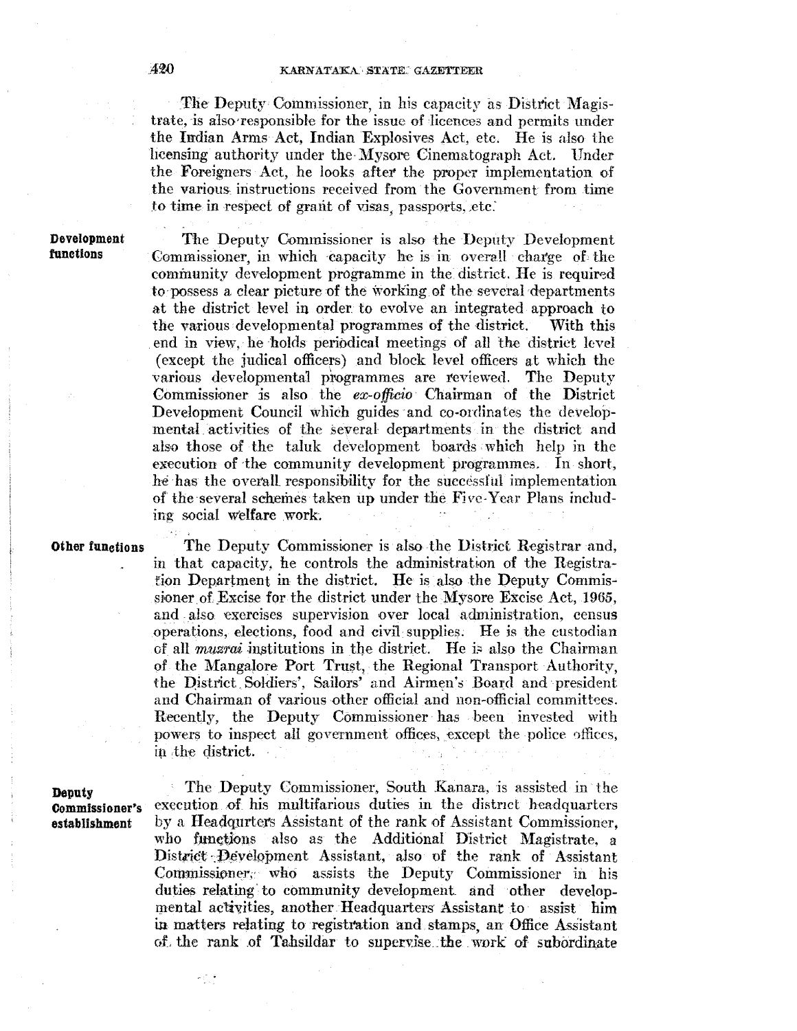The Deputy Commissioner, in his capacity as District Magistrate, is also responsible for the issue of licences and permits under the Indian Arms Act, Indian Explosives Act, etc. He is also the licensing authority under the Mysore Cinematograph Act. Under the Foreigners Act, he looks after the proper implementation of the various instructions received from the Government from time to time in respect of grant of visas, passports, etc.

**Development functions**

The Deputy Commissioner is also the Deputy Development Commissioner, in which capacity he is in overall charge of the community development programme in the district. He is required to possess a clear picture of the working of the several departments at the district level in order to evolve an integrated approach to the various developmental programmes of the district. With this end in view, he holds periodical meetings of all the district level (except the judical officers) and block level officers at which the various developmental programmes are reviewed. The Deputy Commissioner is also the *ex-officio* Chairman of the District Development Council which guides and co-ordinates the developmental activities of the several departments in the district and also those of the taluk development boards which help in the execution of the community development programmes. In short, he has the overall responsibility for the successful implementation of the several schemes taken up under the Five-Year Plans including social welfare work.

**Other functions**

The Deputy Commissioner is also the District Registrar and, in that capacity, he controls the administration of the Registration Department in the district. He is also the Deputy Commissioner of Excise for the district under the Mysore Excise Act, 1965, and also exercises supervision over local administration, census operations, elections, food and civil supplies. He is the custodian of all *muzrai* institutions in the district. He is also the Chairman of the Mangalore Port Trust, the Regional Transport Authority, the District Soldiers', Sailors' and Airmen's Board and president and Chairman of various other official and non-official committees. Recently, the Deputy Commissioner has been invested with powers to inspect all government offices, except the police offices, in the district.

**Deputy Commissioner's establishment**

The Deputy Commissioner, South Kanara, is assisted in the execution of his multifarious duties in the district headquarters by a Headqurters Assistant of the rank of Assistant Commissioner, who functions also as the Additional District Magistrate, a District Development Assistant, also of the rank of Assistant Commissioner, who assists the Deputy Commissioner in his duties relating to community development and other developmental activities, another Headquarters Assistant to assist him in matters relating to registration and stamps, an Office Assistant of the rank of Tahsildar to supervise the work of subordinate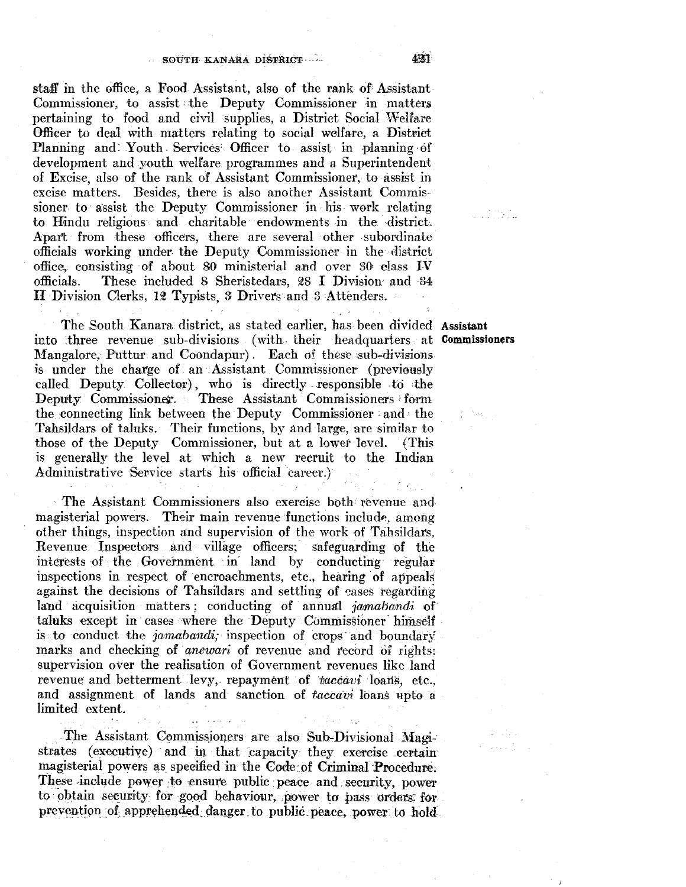staff in the office, a Food Assistant, also of the rank of Assistant Commissioner, to assist the Deputy Commissioner in matters pertaining to food and civil supplies, a District Social Welfare Officer to deal with matters relating to social welfare, a District Planning and Youth Services Officer to assist in planning of development and youth welfare programmes and a Superintendent of Excise, also of the rank of Assistant Commissioner, to assist in excise matters. Besides, there is also another Assistant Commissioner to assist the Deputy Commissioner in his work relating to Hindu religious and charitable endowments in the district. Apart from these officers, there are several other subordinate officials working under the Deputy Commissioner in the district office, consisting of about 80 ministerial and over 30 class IV officials. These included 8 Sheristedars, 28 I Division and 34 II Division Clerks, 12 Typists, 3 Drivers and 3 Attenders.

**Assistant Commissioners**

The South Kanara district, as stated earlier, has been divided into three revenue sub-divisions (with their headquarters at Mangalore, Puttur and Coondapur). Each of these sub-divisions is under the charge of an Assistant Commissioner (previously called Deputy Collector), who is directly responsible to the Deputy Commissioner. These Assistant Commissioners form the connecting link between the Deputy Commissioner and the Tahsildars of taluks. Their functions, by and large, are similar to those of the Deputy Commissioner, but at a lower level. (This is generally the level at which a new recruit to the Indian Administrative Service starts his official career.)

The Assistant Commissioners also exercise both revenue and magisterial powers. Their main revenue functions include, among other things, inspection and supervision of the work of Tahsildars, Revenue Inspectors and village officers; safeguarding of the interests of the Government in land by conducting regular inspections in respect of encroachments, etc., hearing of appeals against the decisions of Tahsildars and settling of cases regarding land acquisition matters; conducting of annual *jamabandi* of taluks except in cases where the Deputy Commissioner himself is to conduct the *jamabandi;* inspection of crops and boundary marks and checking of *anewari* of revenue and record of rights; supervision over the realisation of Government revenues like land revenue and betterment levy, repayment of *taccavi* loans, etc., and assignment of lands and sanction of *taccavi* loans upto a limited extent.

The Assistant Commissioners are also Sub-Divisional Magistrates (executive) and in that capacity they exercise certain magisterial powers as specified in the Code of Criminal Procedure. These include power to ensure public peace and security, power to obtain security for good behaviour, power to pass orders for prevention of apprehended danger to public peace, power to hold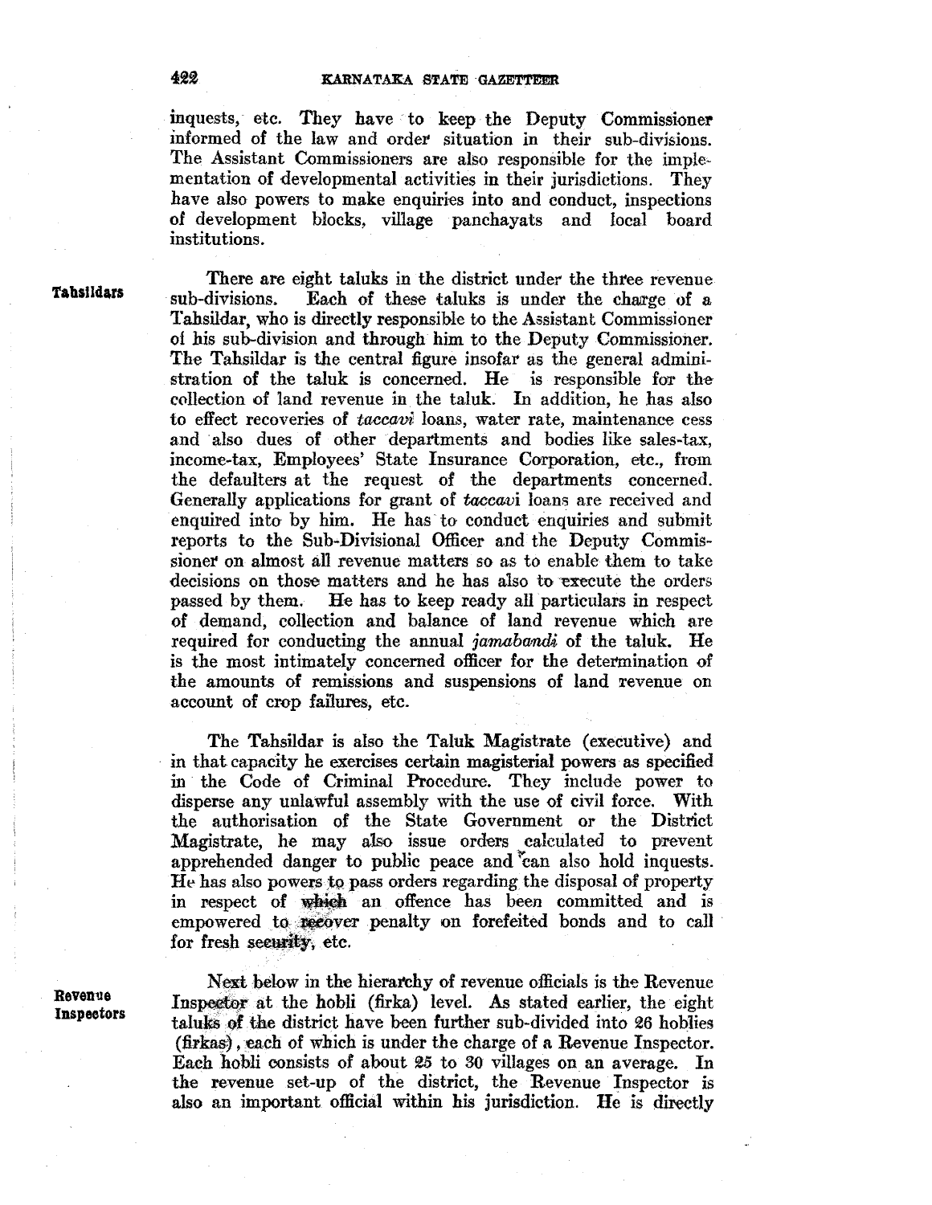inquests, etc. They have to keep the Deputy Commissioner informed of the law and order situation in their sub-divisions. The Assistant Commissioners are also responsible for the implementation of developmental activities in their jurisdictions. They have also powers to make enquiries into and conduct, inspections of development blocks, village panchayats and local board institutions.

**Tahsildars**

There are eight taluks in the district under the three revenue sub-divisions. Each of these taluks is under the charge of a Tahsildar, who is directly responsible to the Assistant Commissioner of his sub-division and through him to the Deputy Commissioner. The Tahsildar is the central figure insofar as the general administration of the taluk is concerned. He is responsible for the collection of land revenue in the taluk. In addition, he has also to effect recoveries of *taccavi* loans, water rate, maintenance cess and also dues of other departments and bodies like sales-tax, income-tax, Employees' State Insurance Corporation, etc., from the defaulters at the request of the departments concerned. Generally applications for grant of *taccavi* loans are received and enquired into by him. He has to conduct enquiries and submit reports to the Sub-Divisional Officer and the Deputy Commissioner on almost all revenue matters so as to enable them to take decisions on those matters and he has also to execute the orders passed by them. He has to keep ready all particulars in respect of demand, collection and balance of land revenue which are required for conducting the annual *jamabandi* of the taluk. He is the most intimately concerned officer for the determination of the amounts of remissions and suspensions of land revenue on account of crop failures, etc.

The Tahsildar is also the Taluk Magistrate (executive) and in that capacity he exercises certain magisterial powers as specified in the Code of Criminal Procedure. They include power to disperse any unlawful assembly with the use of civil force. With the authorisation of the State Government or the District Magistrate, he may also issue orders calculated to prevent apprehended danger to public peace and can also hold inquests. He has also powers to pass orders regarding the disposal of property in respect of which an offence has been committed and is empowered to recover penalty on forefeited bonds and to call for fresh security, etc.

**Revenue Inspectors**

Next below in the hierarchy of revenue officials is the Revenue Inspector at the hobli (firka) level. As stated earlier, the eight taluks of the district have been further sub-divided into 26 hoblies (firkas), each of which is under the charge of a Revenue Inspector. Each hobli consists of about 25 to 30 villages on an average. In the revenue set-up of the district, the Revenue Inspector is also an important official within his jurisdiction. He is directly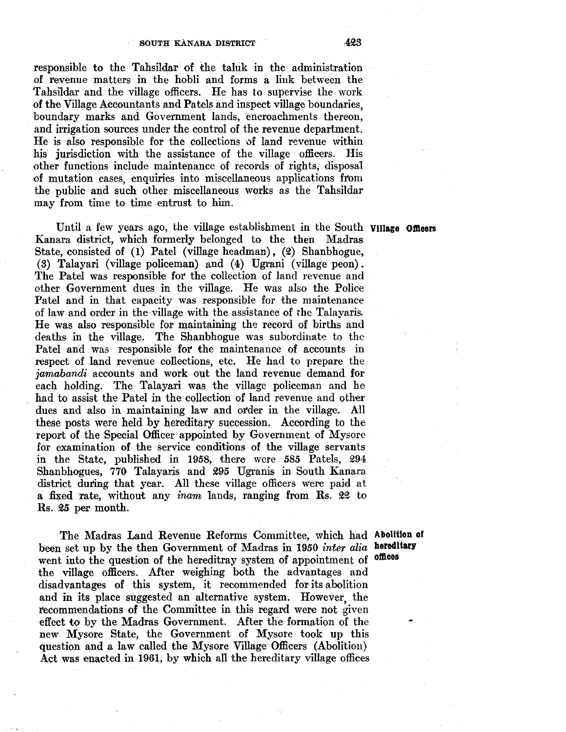responsible to the Tahsildar of the taluk in the administration of revenue matters in the hobli and forms a link between the Tahsildar and the village officers. He has to supervise the work of the Village Accountants and Patels and inspect village boundaries, boundary marks and Government lands, encroachments thereon, and irrigation sources under the control of the revenue department. He is also responsible for the collections of land revenue within his jurisdiction with the assistance of the village officers. His other functions include maintenance of records of rights, disposal of mutation cases, enquiries into miscellaneous applications from the public and such other miscellaneous works as the Tahsildar may from time to time entrust to him.

**Village Officers**

Until a few years ago, the village establishment in the South Kanara district, which formerly belonged to the then Madras State, consisted of (1) Patel (village headman), (2) Shanbhogue, (3) Talayari (village policeman) and (4) Ugrani (village peon). The Patel was responsible for the collection of land revenue and other Government dues in the village. He was also the Police Patel and in that capacity was responsible for the maintenance of law and order in the village with the assistance of the Talayaris. He was also responsible for maintaining the record of births and deaths in the village. The Shanbhogue was subordinate to the Patel and was responsible for the maintenance of accounts in respect of land revenue collections, etc. He had to prepare the *jamabandi* accounts and work out the land revenue demand for each holding. The Talayari was the village policeman and he had to assist the Patel in the collection of land revenue and other dues and also in maintaining law and order in the village. All these posts were held by hereditary succession. According to the report of the Special Officer appointed by Government of Mysore for examination of the service conditions of the village servants in the State, published in 1958, there were 585 Patels, 294 Shanbhogues, 770 Talayaris and 295 Ugranis in South Kanara district during that year. All these village officers were paid at a fixed rate, without any *inam* lands, ranging from Rs. 22 to Rs. 25 per month.

**Abolition of hereditary offices**

The Madras Land Revenue Reforms Committee, which had been set up by the then Government of Madras in 1950 *inter alia* went into the question of the hereditray system of appointment of the village officers. After weighing both the advantages and disadvantages of this system, it recommended for its abolition and in its place suggested an alternative system. However, the recommendations of the Committee in this regard were not given effect to by the Madras Government. After the formation of the new Mysore State, the Government of Mysore took up this question and a law called the Mysore Village Officers (Abolition) Act was enacted in 1961, by which all the hereditary village offices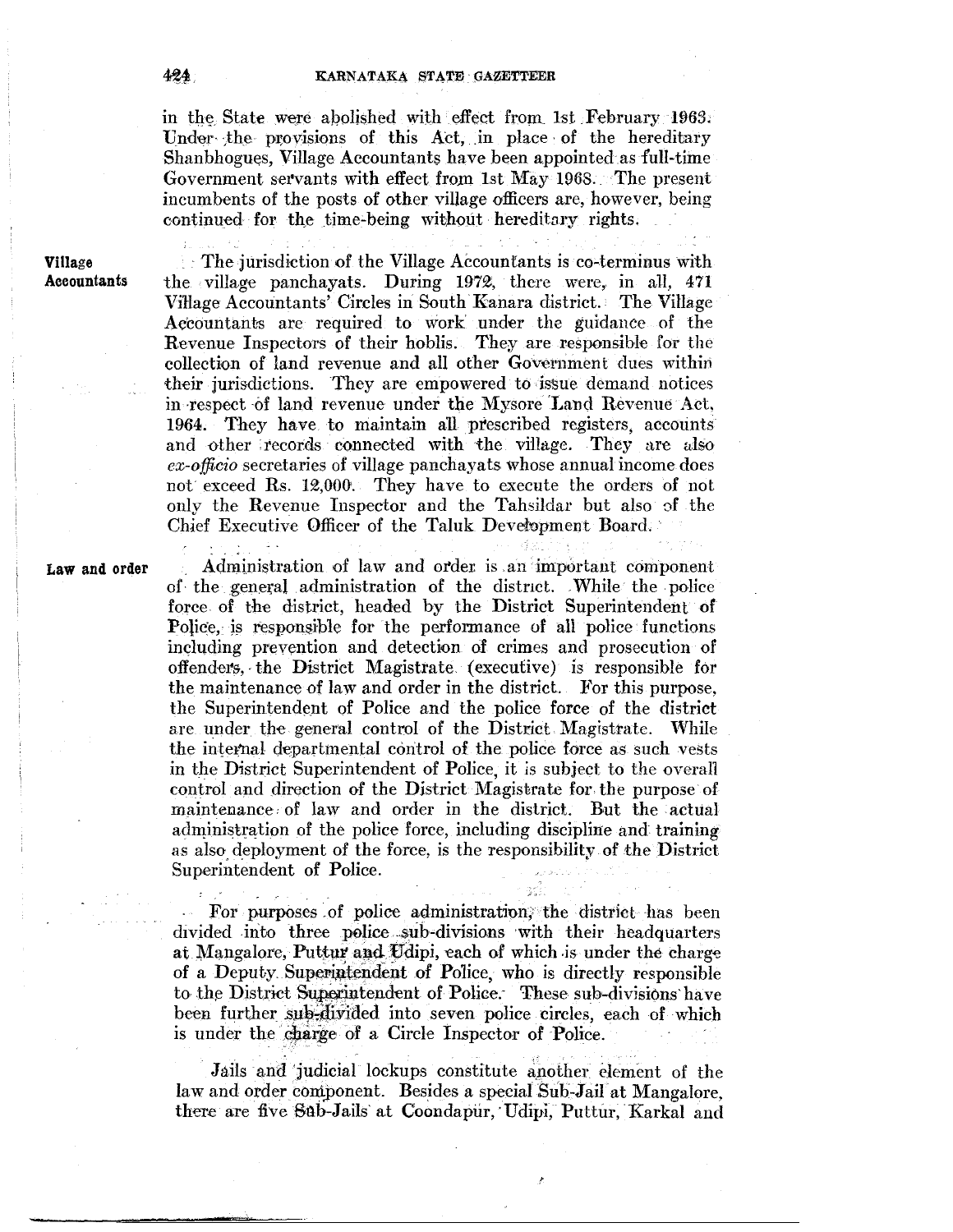in the State were abolished with effect from 1st February 1963. Under the provisions of this Act, in place of the hereditary Shanbhogues, Village Accountants have been appointed as full-time Government servants with effect from 1st May 1968. The present incumbents of the posts of other village officers are, however, being continued for the time-being without hereditary rights.

**Village Accountants**

The jurisdiction of the Village Accountants is co-terminus with the village panchayats. During 1972, there were, in all, 471 Village Accountants' Circles in South Kanara district. The Village Accountants are required to work under the guidance of the Revenue Inspectors of their hoblis. They are responsible for the collection of land revenue and all other Government dues within their jurisdictions. They are empowered to issue demand notices in respect of land revenue under the Mysore Land Revenue Act, 1964. They have to maintain all prescribed registers, accounts and other records connected with the village. They are also *ex-officio* secretaries of village panchayats whose annual income does not exceed Rs. 12,000. They have to execute the orders of not only the Revenue Inspector and the Tahsildar but also of the Chief Executive Officer of the Taluk Development Board.

**Law and order**

Administration of law and order is an important component of the general administration of the district. While the police force of the district, headed by the District Superintendent of Police, is responsible for the performance of all police functions including prevention and detection of crimes and prosecution of offenders, the District Magistrate (executive) is responsible for the maintenance of law and order in the district. For this purpose, the Superintendent of Police and the police force of the district are under the general control of the District Magistrate. While the internal departmental control of the police force as such vests in the District Superintendent of Police, it is subject to the overall control and direction of the District Magistrate for the purpose of maintenance of law and order in the district. But the actual administration of the police force, including discipline and training as also deployment of the force, is the responsibility of the District Superintendent of Police.

For purposes of police administration, the district has been divided into three police sub-divisions with their headquarters at Mangalore, Puttur and Udipi, each of which is under the charge of a Deputy Superintendent of Police, who is directly responsible to the District Superintendent of Police. These sub-divisions have been further sub-divided into seven police circles, each of which is under the charge of a Circle Inspector of Police.

Jails and judicial lockups constitute another element of the law and order component. Besides a special Sub-Jail at Mangalore, there are five Sub-Jails at Coondapur, Udipi, Puttur, Karkal and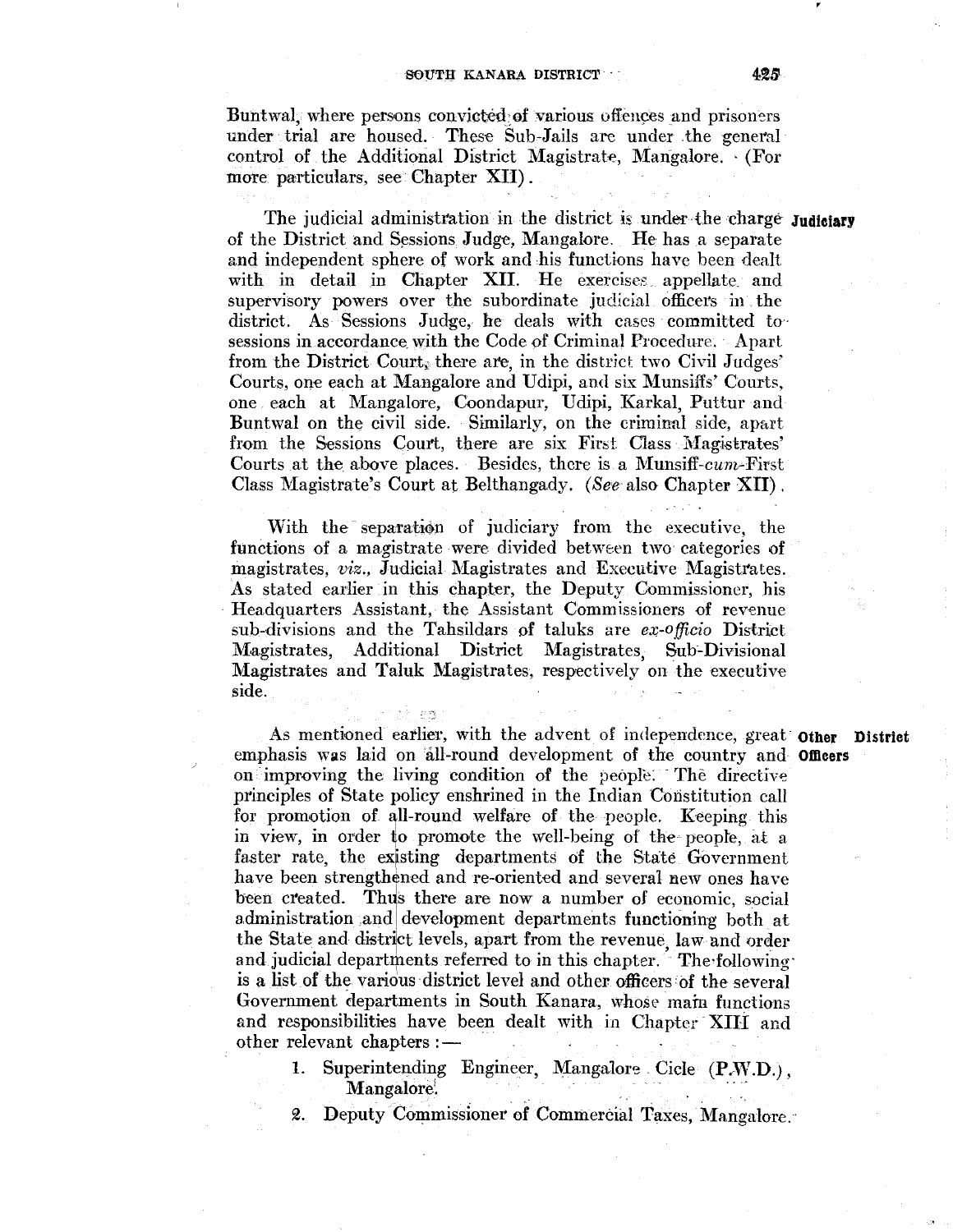Buntwal, where persons convicted of various offences and prisoners under trial are housed. These Sub-Jails are under the general control of the Additional District Magistrate, Mangalore. (For more particulars, see Chapter XII).

**Judiciary**

The judicial administration in the district is under the charge of the District and Sessions Judge, Mangalore. He has a separate and independent sphere of work and his functions have been dealt with in detail in Chapter XII. He exercises appellate and supervisory powers over the subordinate judicial officers in the district. As Sessions Judge, he deals with cases committed to sessions in accordance with the Code of Criminal Procedure. Apart from the District Court, there are, in the district two Civil Judges' Courts, one each at Mangalore and Udipi, and six Munsiffs' Courts, one each at Mangalore, Coondapur, Udipi, Karkal, Puttur and Buntwal on the civil side. Similarly, on the criminal side, apart from the Sessions Court, there are six First Class Magistrates' Courts at the above places. Besides, there is a Munsiff-*cum*-First Class Magistrate's Court at Belthangady. (*See* also Chapter XII).

With the separation of judiciary from the executive, the functions of a magistrate were divided between two categories of magistrates, *viz.*, Judicial Magistrates and Executive Magistrates. As stated earlier in this chapter, the Deputy Commissioner, his Headquarters Assistant, the Assistant Commissioners of revenue sub-divisions and the Tahsildars of taluks are *ex-officio* District Magistrates, Additional District Magistrates, Sub-Divisional Magistrates and Taluk Magistrates, respectively on the executive side.

**Other District Officers**

As mentioned earlier, with the advent of independence, great emphasis was laid on all-round development of the country and on improving the living condition of the people. The directive principles of State policy enshrined in the Indian Constitution call for promotion of all-round welfare of the people. Keeping this in view, in order to promote the well-being of the people, at a faster rate, the existing departments of the State Government have been strengthened and re-oriented and several new ones have been created. Thus there are now a number of economic, social administration and development departments functioning both at the State and district levels, apart from the revenue, law and order and judicial departments referred to in this chapter. The following is a list of the various district level and other officers of the several Government departments in South Kanara, whose main functions and responsibilities have been dealt with in Chapter XIII and other relevant chapters :—

1. Superintending Engineer, Mangalore Cicle (P.W.D.), Mangalore.
2. Deputy Commissioner of Commercial Taxes, Mangalore.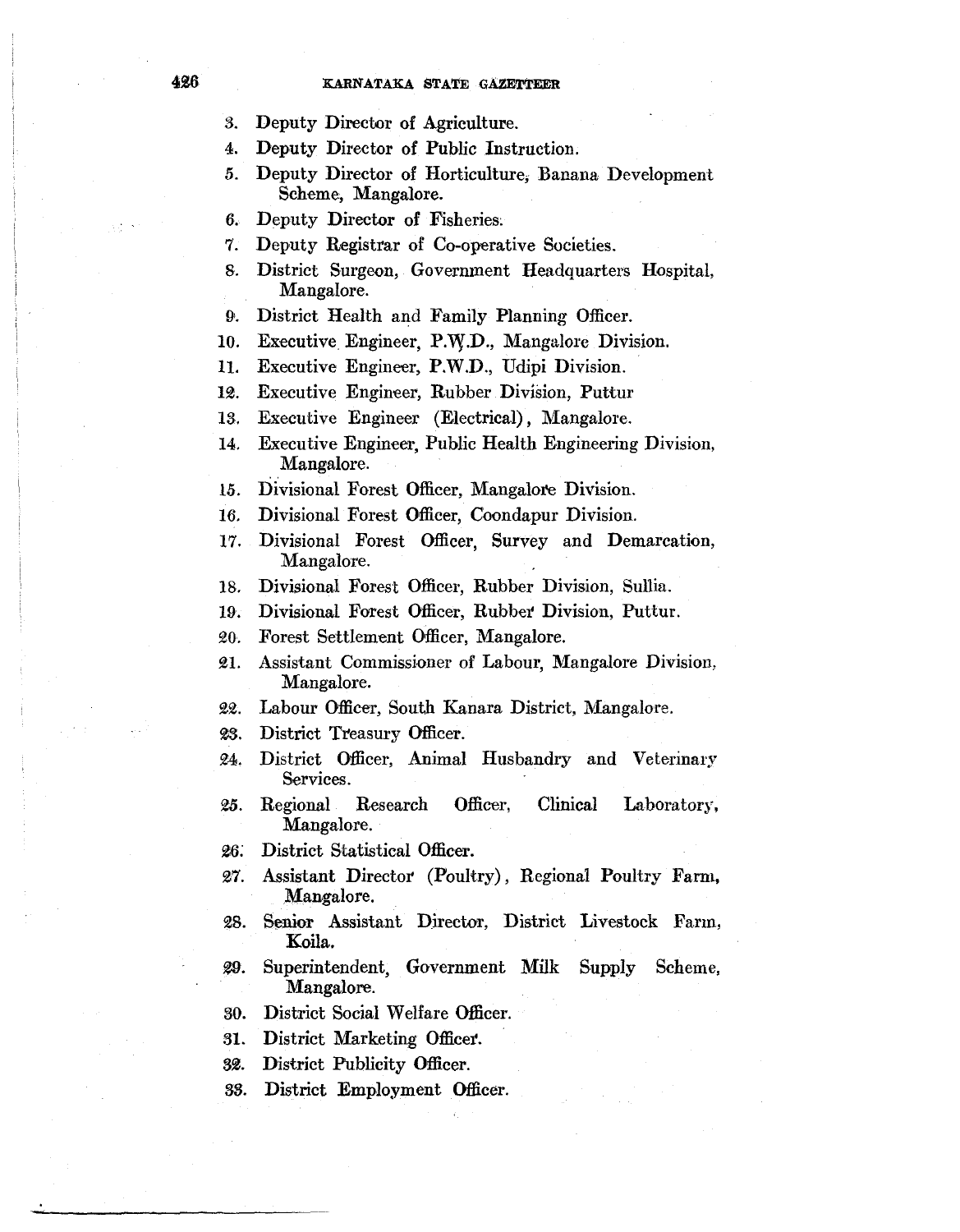3. Deputy Director of Agriculture.
4. Deputy Director of Public Instruction.
5. Deputy Director of Horticulture, Banana Development Scheme, Mangalore.
6. Deputy Director of Fisheries.
7. Deputy Registrar of Co-operative Societies.
8. District Surgeon, Government Headquarters Hospital, Mangalore.
9. District Health and Family Planning Officer.
10. Executive Engineer, P.W.D., Mangalore Division.
11. Executive Engineer, P.W.D., Udipi Division.
12. Executive Engineer, Rubber Division, Puttur
13. Executive Engineer (Electrical), Mangalore.
14. Executive Engineer, Public Health Engineering Division, Mangalore.
15. Divisional Forest Officer, Mangalore Division.
16. Divisional Forest Officer, Coondapur Division.
17. Divisional Forest Officer, Survey and Demarcation, Mangalore.
18. Divisional Forest Officer, Rubber Division, Sullia.
19. Divisional Forest Officer, Rubber Division, Puttur.
20. Forest Settlement Officer, Mangalore.
21. Assistant Commissioner of Labour, Mangalore Division, Mangalore.
22. Labour Officer, South Kanara District, Mangalore.
23. District Treasury Officer.
24. District Officer, Animal Husbandry and Veterinary Services.
25. Regional Research Officer, Clinical Laboratory, Mangalore.
26. District Statistical Officer.
27. Assistant Director (Poultry), Regional Poultry Farm, Mangalore.
28. Senior Assistant Director, District Livestock Farm, Koila.
29. Superintendent, Government Milk Supply Scheme, Mangalore.
30. District Social Welfare Officer.
31. District Marketing Officer.
32. District Publicity Officer.
33. District Employment Officer.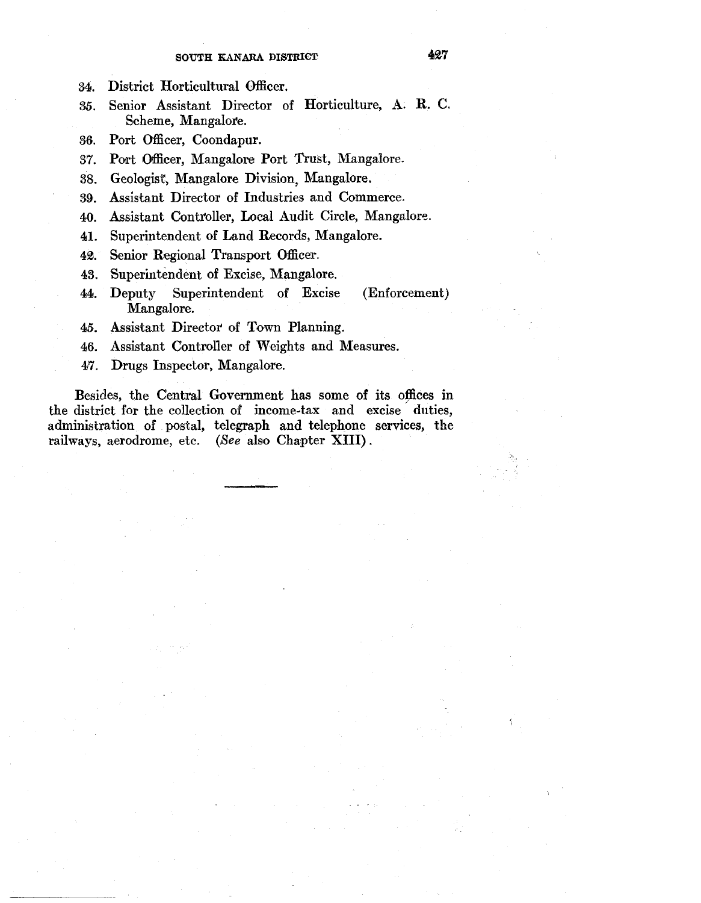34. District Horticultural Officer.
35. Senior Assistant Director of Horticulture, A. R. C. Scheme, Mangalore.
36. Port Officer, Coondapur.
37. Port Officer, Mangalore Port Trust, Mangalore.
38. Geologist, Mangalore Division, Mangalore.
39. Assistant Director of Industries and Commerce.
40. Assistant Controller, Local Audit Circle, Mangalore.
41. Superintendent of Land Records, Mangalore.
42. Senior Regional Transport Officer.
43. Superintendent of Excise, Mangalore.
44. Deputy Superintendent of Excise (Enforcement) Mangalore.
45. Assistant Director of Town Planning.
46. Assistant Controller of Weights and Measures.
47. Drugs Inspector, Mangalore.

Besides, the Central Government has some of its offices in the district for the collection of income-tax and excise duties, administration of postal, telegraph and telephone services, the railways, aerodrome, etc. (*See* also Chapter XIII).